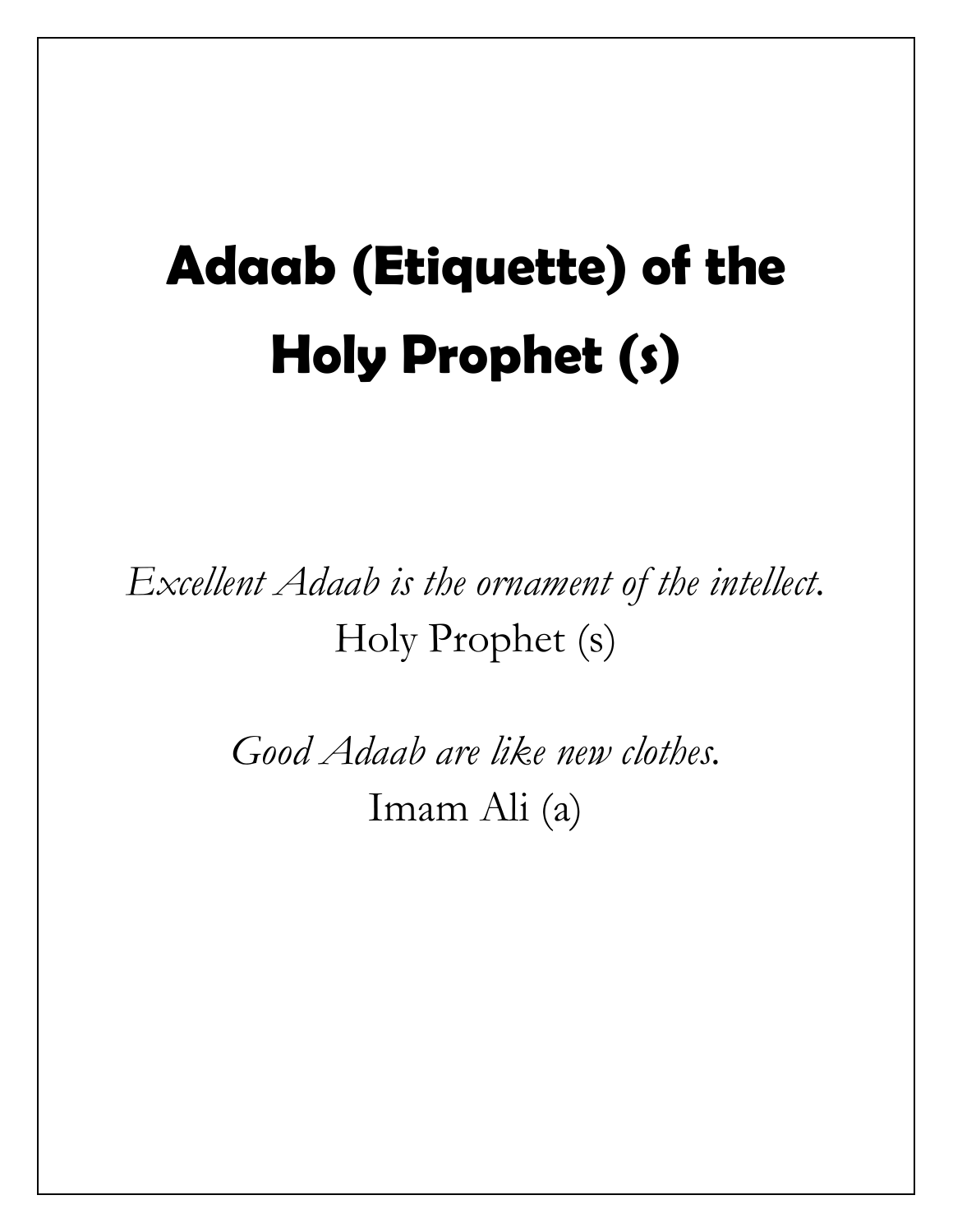# Adaab (Etiquette) of the Holy Prophet (s)

*Excellent Adaab is the ornament of the intellect.*
Holy Prophet (s)

*Good Adaab are like new clothes.*
Imam Ali (a)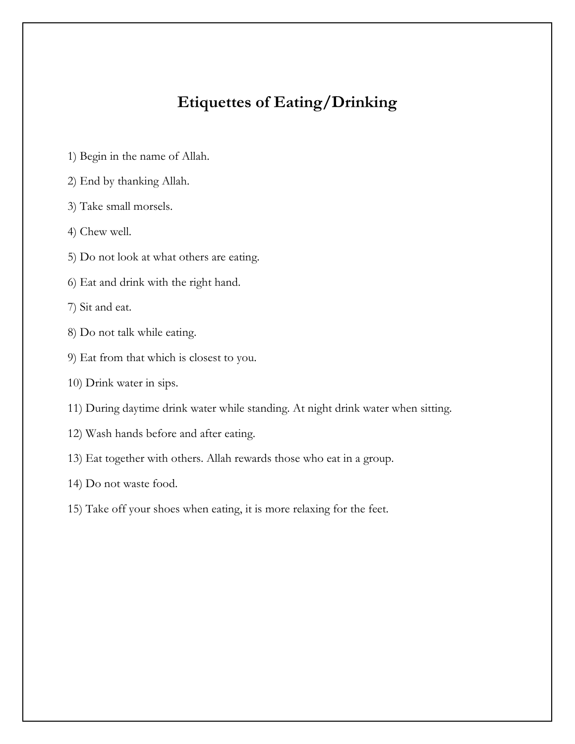# Etiquettes of Eating/Drinking

1) Begin in the name of Allah.

2) End by thanking Allah.

3) Take small morsels.

4) Chew well.

5) Do not look at what others are eating.

6) Eat and drink with the right hand.

7) Sit and eat.

8) Do not talk while eating.

9) Eat from that which is closest to you.

10) Drink water in sips.

11) During daytime drink water while standing. At night drink water when sitting.

12) Wash hands before and after eating.

13) Eat together with others. Allah rewards those who eat in a group.

14) Do not waste food.

15) Take off your shoes when eating, it is more relaxing for the feet.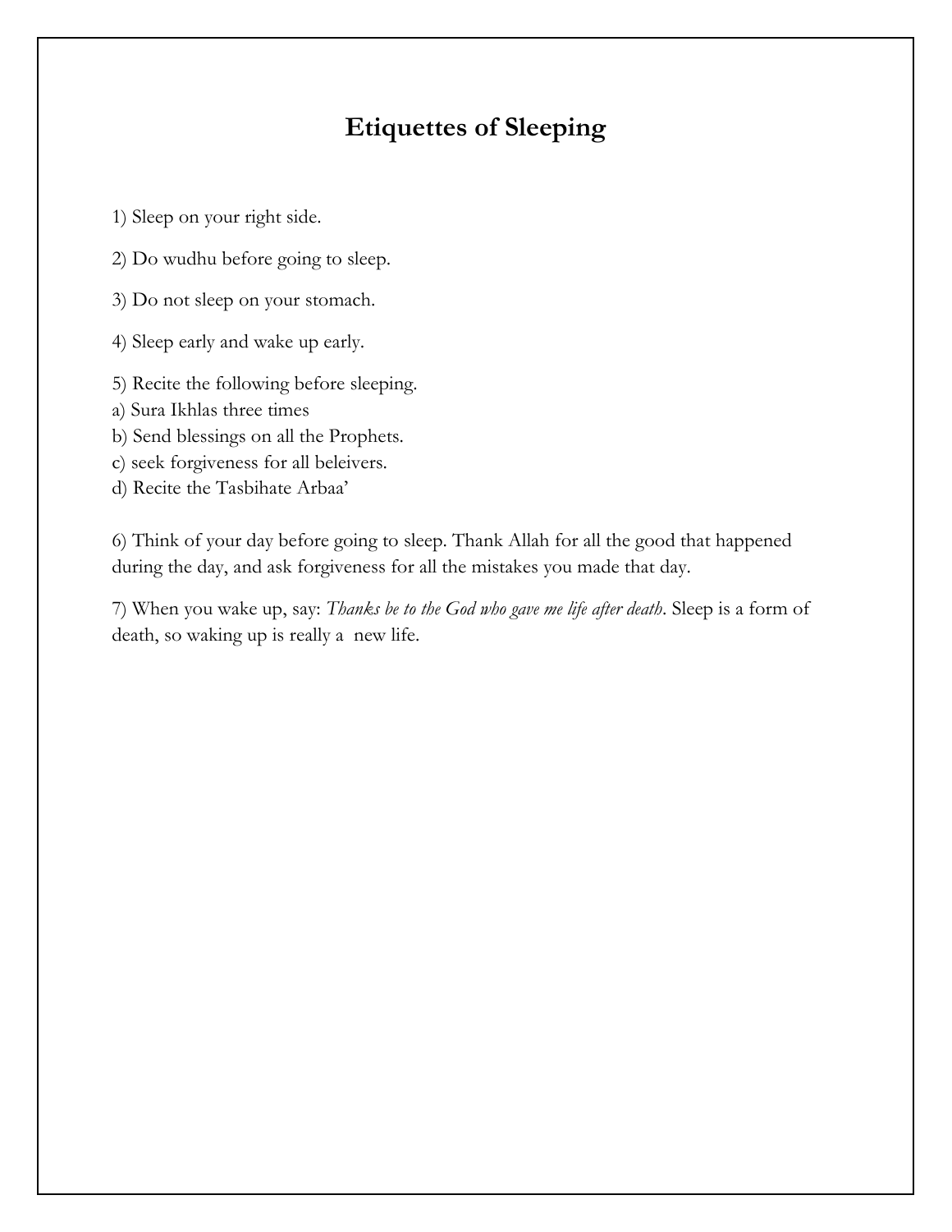# Etiquettes of Sleeping

1) Sleep on your right side.

2) Do wudhu before going to sleep.

3) Do not sleep on your stomach.

4) Sleep early and wake up early.

5) Recite the following before sleeping.
a) Sura Ikhlas three times
b) Send blessings on all the Prophets.
c) seek forgiveness for all beleivers.
d) Recite the Tasbihate Arbaa'

6) Think of your day before going to sleep. Thank Allah for all the good that happened during the day, and ask forgiveness for all the mistakes you made that day.

7) When you wake up, say: *Thanks be to the God who gave me life after death*. Sleep is a form of death, so waking up is really a new life.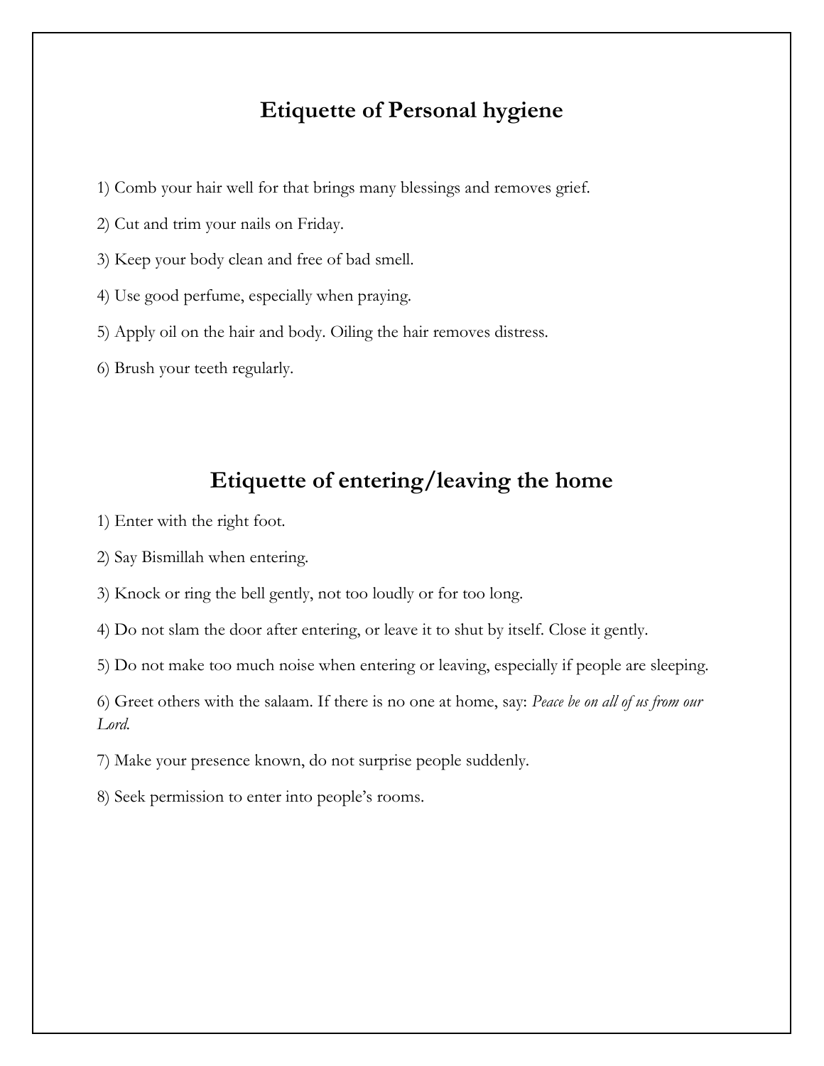## Etiquette of Personal hygiene

1) Comb your hair well for that brings many blessings and removes grief.

2) Cut and trim your nails on Friday.

3) Keep your body clean and free of bad smell.

4) Use good perfume, especially when praying.

5) Apply oil on the hair and body. Oiling the hair removes distress.

6) Brush your teeth regularly.

## Etiquette of entering/leaving the home

1) Enter with the right foot.

2) Say Bismillah when entering.

3) Knock or ring the bell gently, not too loudly or for too long.

4) Do not slam the door after entering, or leave it to shut by itself. Close it gently.

5) Do not make too much noise when entering or leaving, especially if people are sleeping.

6) Greet others with the salaam. If there is no one at home, say: *Peace be on all of us from our Lord.*

7) Make your presence known, do not surprise people suddenly.

8) Seek permission to enter into people's rooms.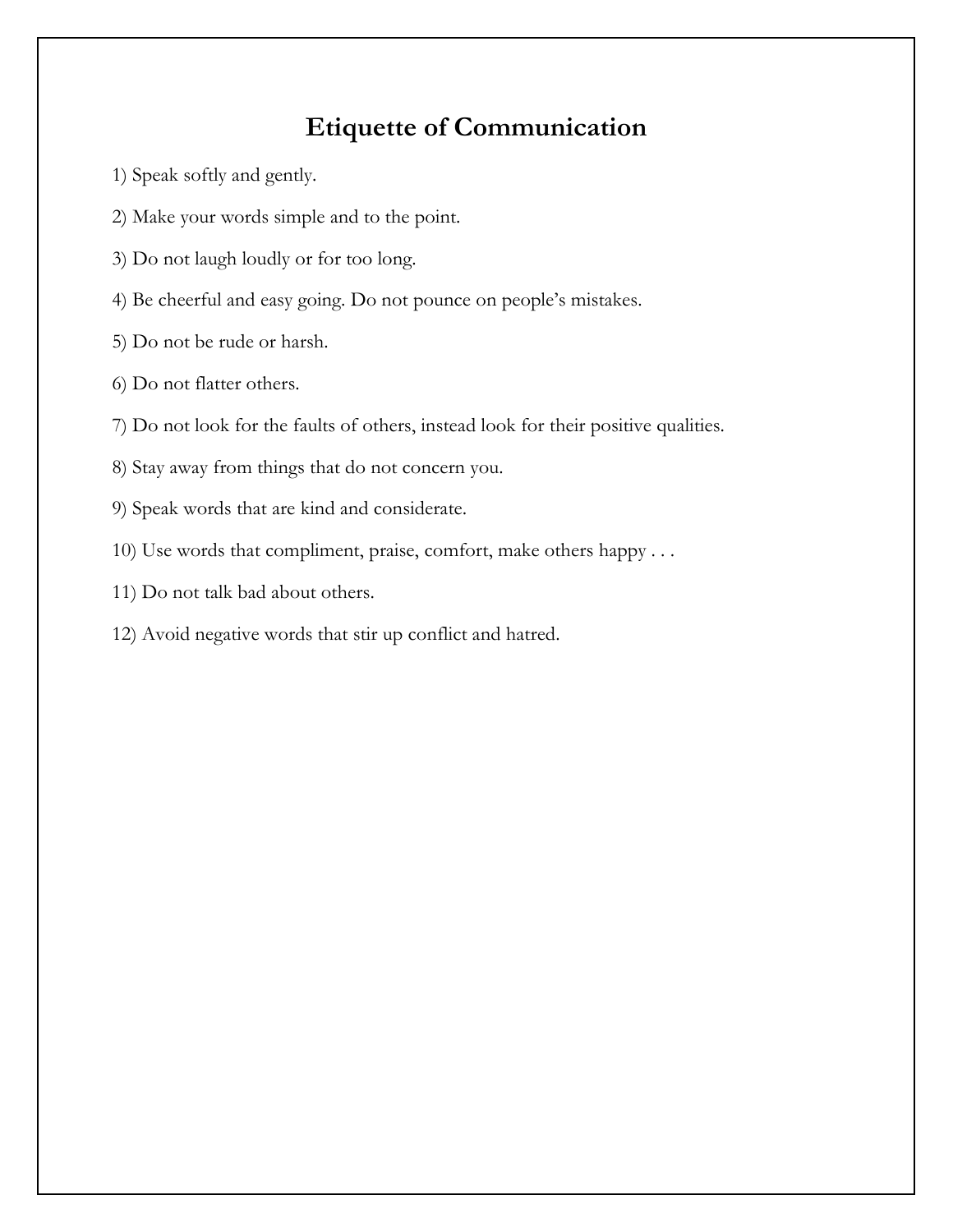# Etiquette of Communication

1) Speak softly and gently.

2) Make your words simple and to the point.

3) Do not laugh loudly or for too long.

4) Be cheerful and easy going. Do not pounce on people's mistakes.

5) Do not be rude or harsh.

6) Do not flatter others.

7) Do not look for the faults of others, instead look for their positive qualities.

8) Stay away from things that do not concern you.

9) Speak words that are kind and considerate.

10) Use words that compliment, praise, comfort, make others happy . . .

11) Do not talk bad about others.

12) Avoid negative words that stir up conflict and hatred.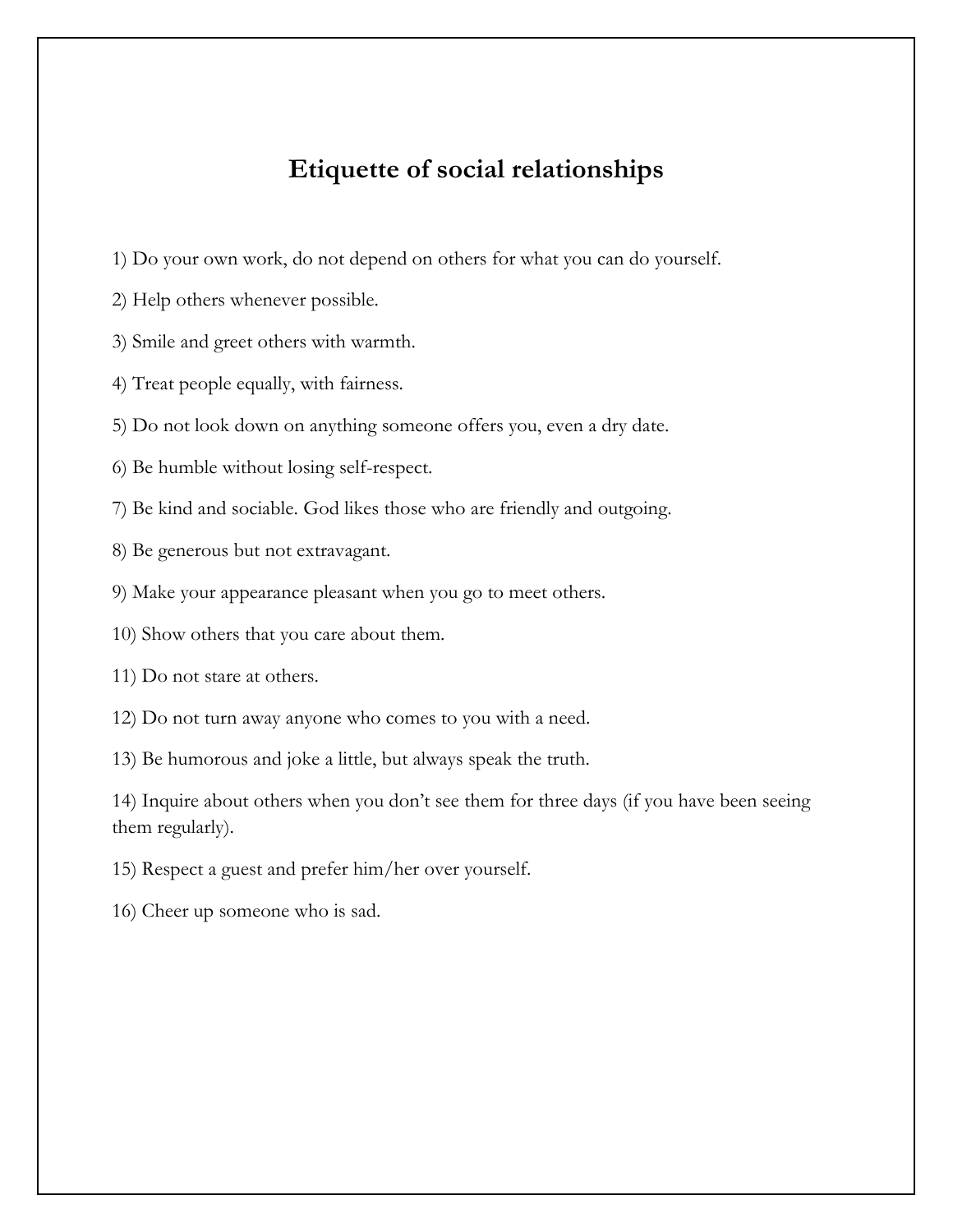# Etiquette of social relationships

1) Do your own work, do not depend on others for what you can do yourself.

2) Help others whenever possible.

3) Smile and greet others with warmth.

4) Treat people equally, with fairness.

5) Do not look down on anything someone offers you, even a dry date.

6) Be humble without losing self-respect.

7) Be kind and sociable. God likes those who are friendly and outgoing.

8) Be generous but not extravagant.

9) Make your appearance pleasant when you go to meet others.

10) Show others that you care about them.

11) Do not stare at others.

12) Do not turn away anyone who comes to you with a need.

13) Be humorous and joke a little, but always speak the truth.

14) Inquire about others when you don't see them for three days (if you have been seeing them regularly).

15) Respect a guest and prefer him/her over yourself.

16) Cheer up someone who is sad.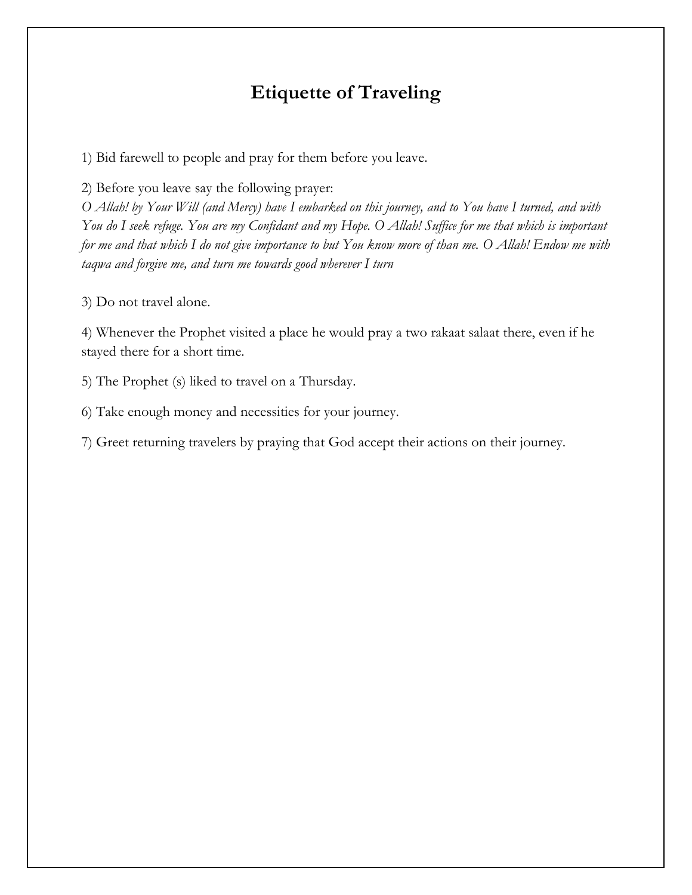# Etiquette of Traveling

1) Bid farewell to people and pray for them before you leave.

2) Before you leave say the following prayer:
*O Allah! by Your Will (and Mercy) have I embarked on this journey, and to You have I turned, and with You do I seek refuge. You are my Confidant and my Hope. O Allah! Suffice for me that which is important for me and that which I do not give importance to but You know more of than me. O Allah! Endow me with taqwa and forgive me, and turn me towards good wherever I turn*

3) Do not travel alone.

4) Whenever the Prophet visited a place he would pray a two rakaat salaat there, even if he stayed there for a short time.

5) The Prophet (s) liked to travel on a Thursday.

6) Take enough money and necessities for your journey.

7) Greet returning travelers by praying that God accept their actions on their journey.